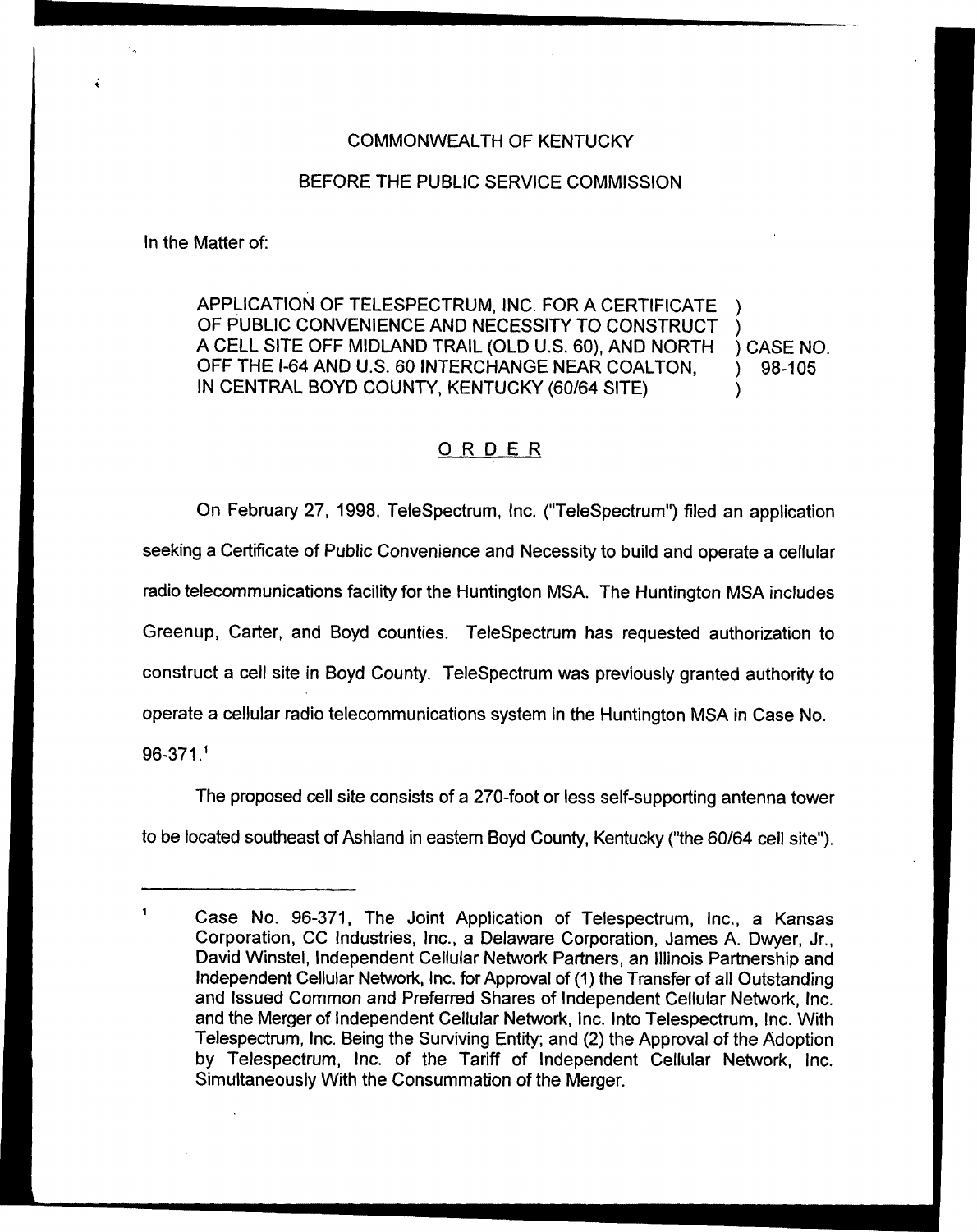COMMONWEALTH OF KENTUCKY

BEFORE THE PUBLIC SERVICE COMMISSION

In the Matter of:

APPLICATION OF TELESPECTRUM, INC. FOR A CERTIFICATE OF PUBLIC CONVENIENCE AND NECESSITY TO CONSTRUCT A CELL SITE OFF MIDLAND TRAIL (OLD U.S. 60), AND NORTH OFF THE I-64 AND U.S. 60 INTERCHANGE NEAR COALTON, IN CENTRAL BOYD COUNTY, KENTUCKY (60/64 SITE) ) CASE NO. 98-105

## ORDER

On February 27, 1998, TeleSpectrum, Inc. ("TeleSpectrum") filed an application seeking a Certificate of Public Convenience and Necessity to build and operate a cellular radio telecommunications facility for the Huntington MSA. The Huntington MSA includes Greenup, Carter, and Boyd counties. TeleSpectrum has requested authorization to construct a cell site in Boyd County. TeleSpectrum was previously granted authority to operate a cellular radio telecommunications system in the Huntington MSA in Case No. 96-371.[1]

The proposed cell site consists of a 270-foot or less self-supporting antenna tower to be located southeast of Ashland in eastern Boyd County, Kentucky ("the 60/64 cell site").

---

[1] Case No. 96-371, The Joint Application of Telespectrum, Inc., a Kansas Corporation, CC Industries, Inc., a Delaware Corporation, James A. Dwyer, Jr., David Winstel, Independent Cellular Network Partners, an Illinois Partnership and Independent Cellular Network, Inc. for Approval of (1) the Transfer of all Outstanding and Issued Common and Preferred Shares of Independent Cellular Network, Inc. and the Merger of Independent Cellular Network, Inc. Into Telespectrum, Inc. With Telespectrum, Inc. Being the Surviving Entity; and (2) the Approval of the Adoption by Telespectrum, Inc. of the Tariff of Independent Cellular Network, Inc. Simultaneously With the Consummation of the Merger.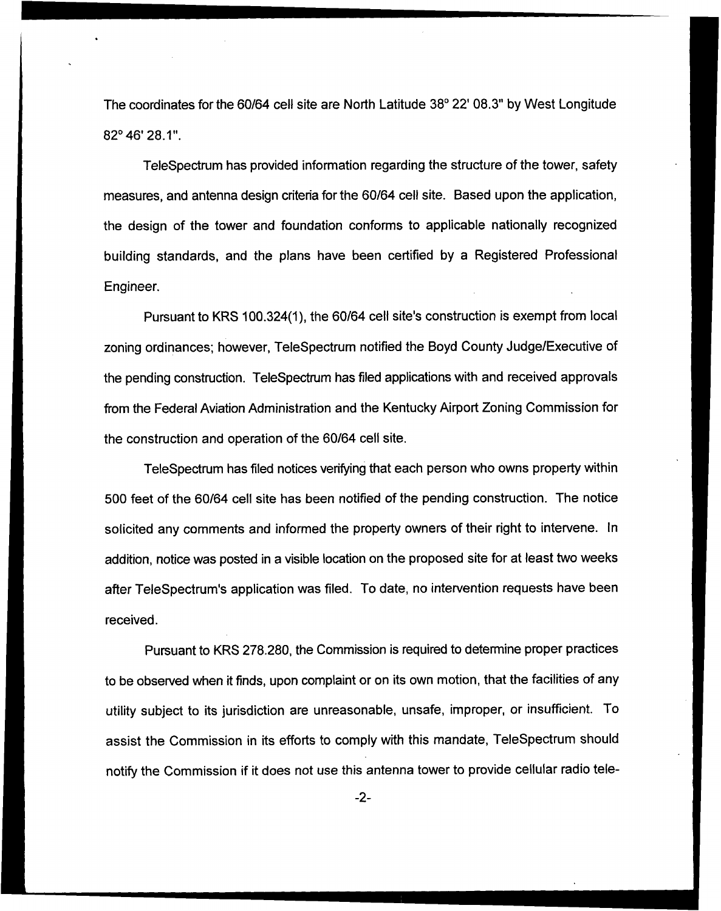The coordinates for the 60/64 cell site are North Latitude 38° 22' 08.3" by West Longitude 82° 46' 28.1".

TeleSpectrum has provided information regarding the structure of the tower, safety measures, and antenna design criteria for the 60/64 cell site. Based upon the application, the design of the tower and foundation conforms to applicable nationally recognized building standards, and the plans have been certified by a Registered Professional Engineer.

Pursuant to KRS 100.324(1), the 60/64 cell site's construction is exempt from local zoning ordinances; however, TeleSpectrum notified the Boyd County Judge/Executive of the pending construction. TeleSpectrum has filed applications with and received approvals from the Federal Aviation Administration and the Kentucky Airport Zoning Commission for the construction and operation of the 60/64 cell site.

TeleSpectrum has filed notices verifying that each person who owns property within 500 feet of the 60/64 cell site has been notified of the pending construction. The notice solicited any comments and informed the property owners of their right to intervene. In addition, notice was posted in a visible location on the proposed site for at least two weeks after TeleSpectrum's application was filed. To date, no intervention requests have been received.

Pursuant to KRS 278.280, the Commission is required to determine proper practices to be observed when it finds, upon complaint or on its own motion, that the facilities of any utility subject to its jurisdiction are unreasonable, unsafe, improper, or insufficient. To assist the Commission in its efforts to comply with this mandate, TeleSpectrum should notify the Commission if it does not use this antenna tower to provide cellular radio tele-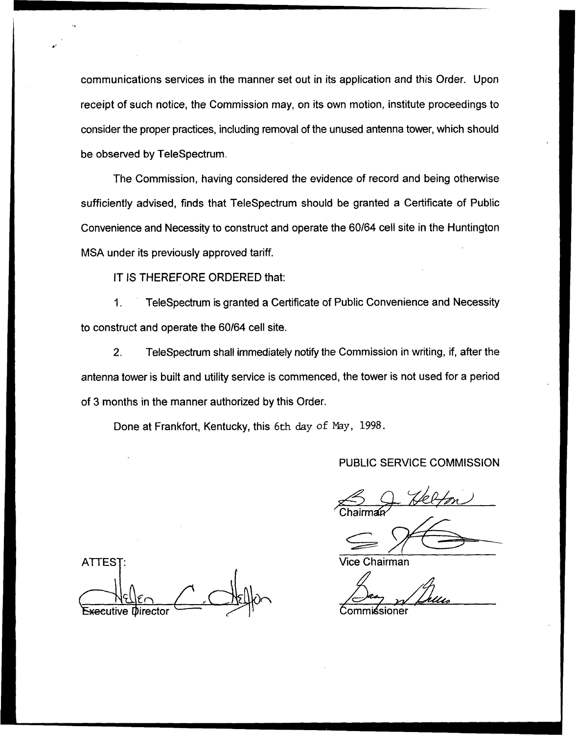communications services in the manner set out in its application and this Order. Upon receipt of such notice, the Commission may, on its own motion, institute proceedings to consider the proper practices, including removal of the unused antenna tower, which should be observed by TeleSpectrum.

The Commission, having considered the evidence of record and being otherwise sufficiently advised, finds that TeleSpectrum should be granted a Certificate of Public Convenience and Necessity to construct and operate the 60/64 cell site in the Huntington MSA under its previously approved tariff.

IT IS THEREFORE ORDERED that:

1. TeleSpectrum is granted a Certificate of Public Convenience and Necessity to construct and operate the 60/64 cell site.

2. TeleSpectrum shall immediately notify the Commission in writing, if, after the antenna tower is built and utility service is commenced, the tower is not used for a period of 3 months in the manner authorized by this Order.

Done at Frankfort, Kentucky, this 6th day of May, 1998.

PUBLIC SERVICE COMMISSION

Chairman

Vice Chairman

Commissioner

ATTEST:

Executive Director